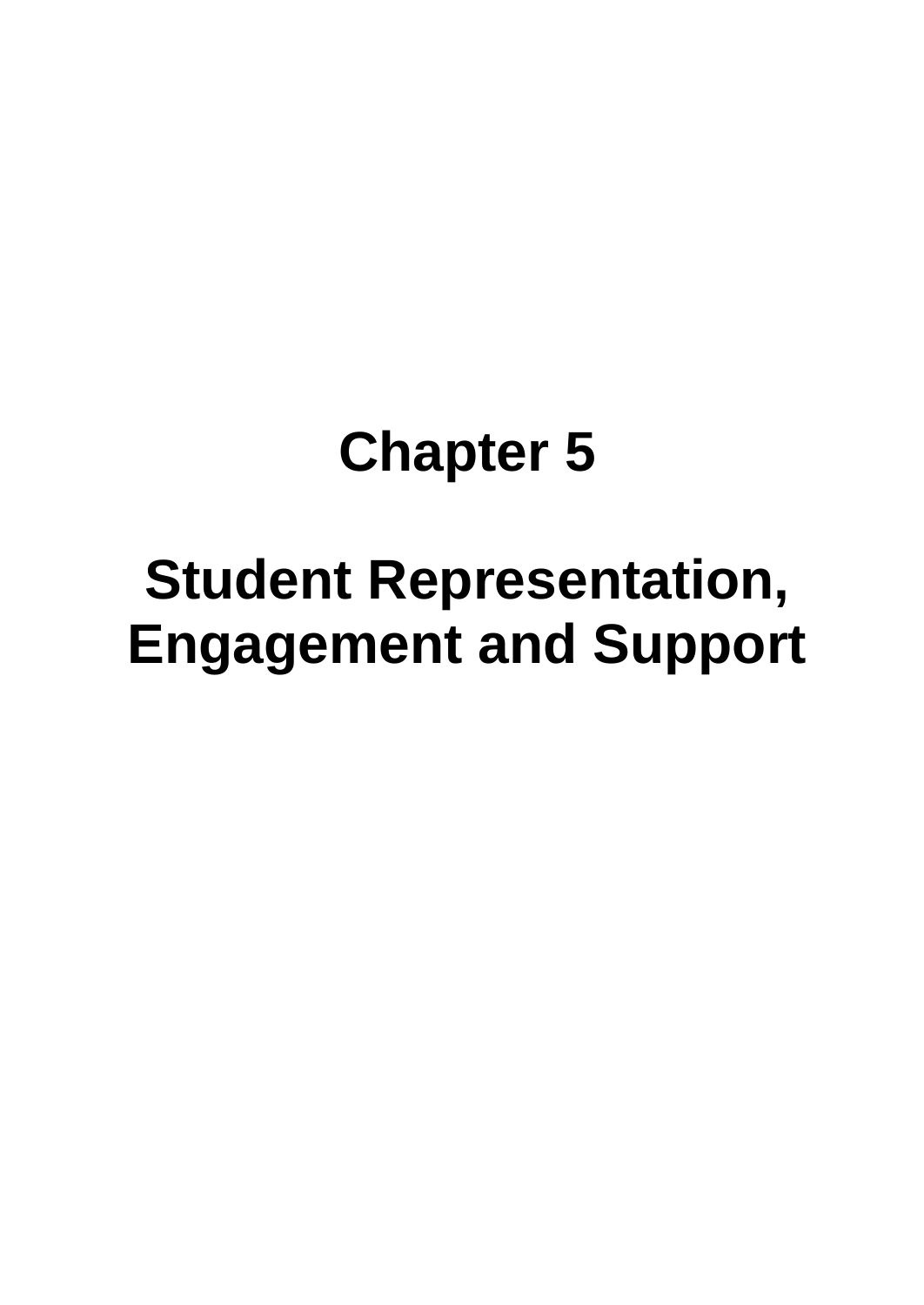# Chapter 5

# Student Representation, Engagement and Support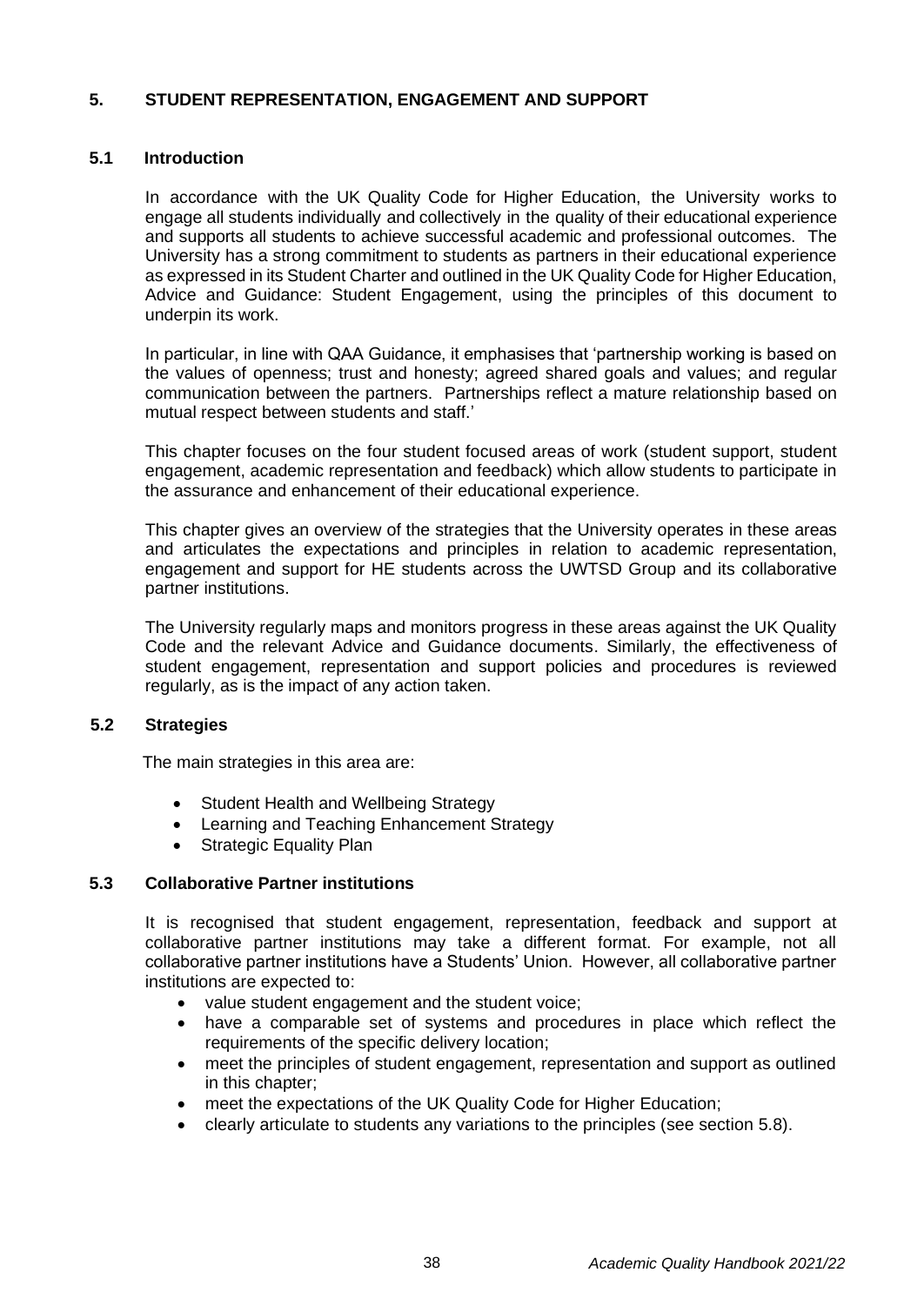## 5. STUDENT REPRESENTATION, ENGAGEMENT AND SUPPORT

### 5.1 Introduction

In accordance with the UK Quality Code for Higher Education, the University works to engage all students individually and collectively in the quality of their educational experience and supports all students to achieve successful academic and professional outcomes. The University has a strong commitment to students as partners in their educational experience as expressed in its Student Charter and outlined in the UK Quality Code for Higher Education, Advice and Guidance: Student Engagement, using the principles of this document to underpin its work.

In particular, in line with QAA Guidance, it emphasises that 'partnership working is based on the values of openness; trust and honesty; agreed shared goals and values; and regular communication between the partners. Partnerships reflect a mature relationship based on mutual respect between students and staff.'

This chapter focuses on the four student focused areas of work (student support, student engagement, academic representation and feedback) which allow students to participate in the assurance and enhancement of their educational experience.

This chapter gives an overview of the strategies that the University operates in these areas and articulates the expectations and principles in relation to academic representation, engagement and support for HE students across the UWTSD Group and its collaborative partner institutions.

The University regularly maps and monitors progress in these areas against the UK Quality Code and the relevant Advice and Guidance documents. Similarly, the effectiveness of student engagement, representation and support policies and procedures is reviewed regularly, as is the impact of any action taken.

### 5.2 Strategies

The main strategies in this area are:

- Student Health and Wellbeing Strategy
- Learning and Teaching Enhancement Strategy
- Strategic Equality Plan

### 5.3 Collaborative Partner institutions

It is recognised that student engagement, representation, feedback and support at collaborative partner institutions may take a different format. For example, not all collaborative partner institutions have a Students' Union. However, all collaborative partner institutions are expected to:

- value student engagement and the student voice;
- have a comparable set of systems and procedures in place which reflect the requirements of the specific delivery location;
- meet the principles of student engagement, representation and support as outlined in this chapter;
- meet the expectations of the UK Quality Code for Higher Education;
- clearly articulate to students any variations to the principles (see section 5.8).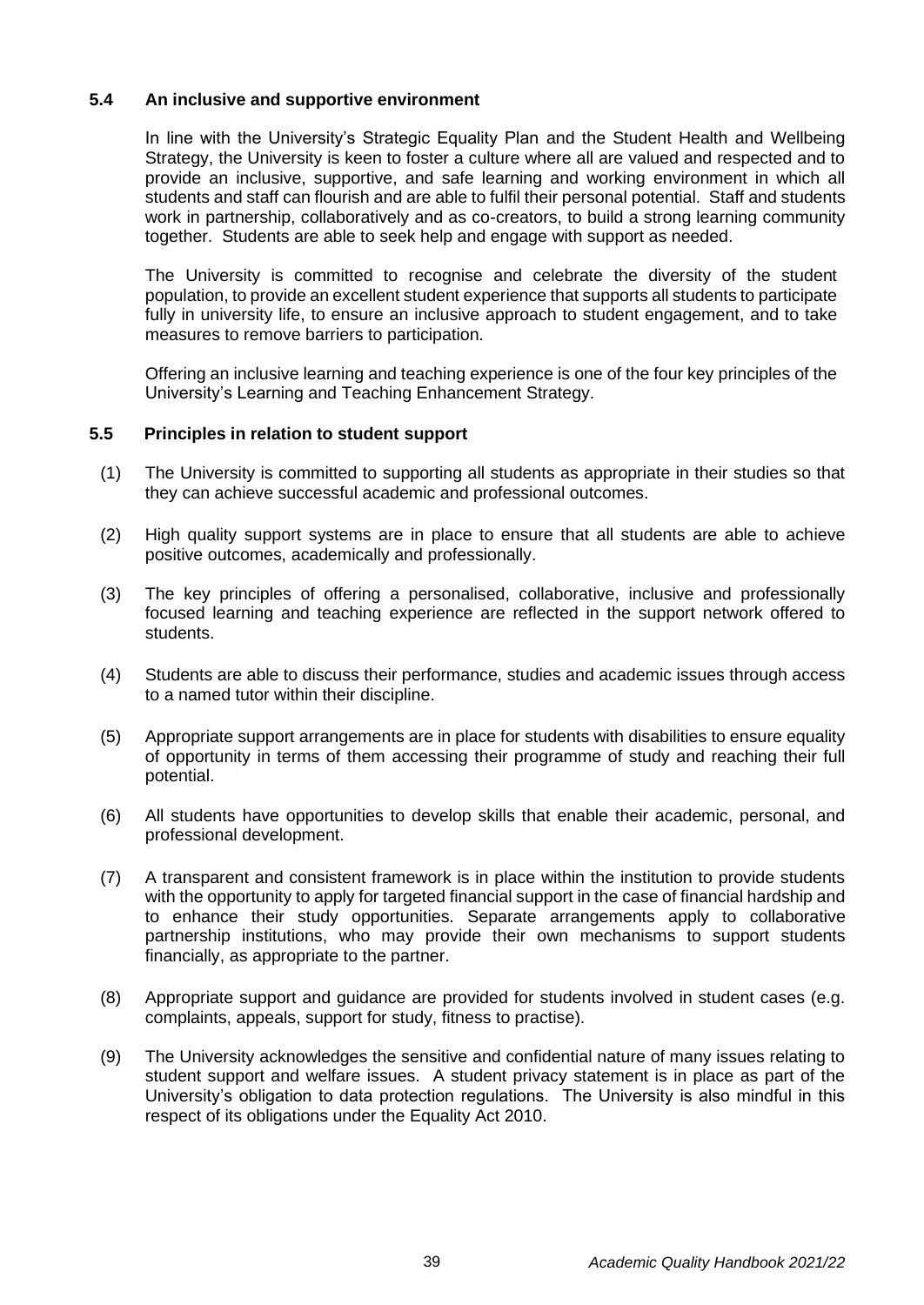### 5.4 An inclusive and supportive environment

In line with the University's Strategic Equality Plan and the Student Health and Wellbeing Strategy, the University is keen to foster a culture where all are valued and respected and to provide an inclusive, supportive, and safe learning and working environment in which all students and staff can flourish and are able to fulfil their personal potential. Staff and students work in partnership, collaboratively and as co-creators, to build a strong learning community together. Students are able to seek help and engage with support as needed.

The University is committed to recognise and celebrate the diversity of the student population, to provide an excellent student experience that supports all students to participate fully in university life, to ensure an inclusive approach to student engagement, and to take measures to remove barriers to participation.

Offering an inclusive learning and teaching experience is one of the four key principles of the University's Learning and Teaching Enhancement Strategy.

### 5.5 Principles in relation to student support

(1) The University is committed to supporting all students as appropriate in their studies so that they can achieve successful academic and professional outcomes.

(2) High quality support systems are in place to ensure that all students are able to achieve positive outcomes, academically and professionally.

(3) The key principles of offering a personalised, collaborative, inclusive and professionally focused learning and teaching experience are reflected in the support network offered to students.

(4) Students are able to discuss their performance, studies and academic issues through access to a named tutor within their discipline.

(5) Appropriate support arrangements are in place for students with disabilities to ensure equality of opportunity in terms of them accessing their programme of study and reaching their full potential.

(6) All students have opportunities to develop skills that enable their academic, personal, and professional development.

(7) A transparent and consistent framework is in place within the institution to provide students with the opportunity to apply for targeted financial support in the case of financial hardship and to enhance their study opportunities. Separate arrangements apply to collaborative partnership institutions, who may provide their own mechanisms to support students financially, as appropriate to the partner.

(8) Appropriate support and guidance are provided for students involved in student cases (e.g. complaints, appeals, support for study, fitness to practise).

(9) The University acknowledges the sensitive and confidential nature of many issues relating to student support and welfare issues. A student privacy statement is in place as part of the University's obligation to data protection regulations. The University is also mindful in this respect of its obligations under the Equality Act 2010.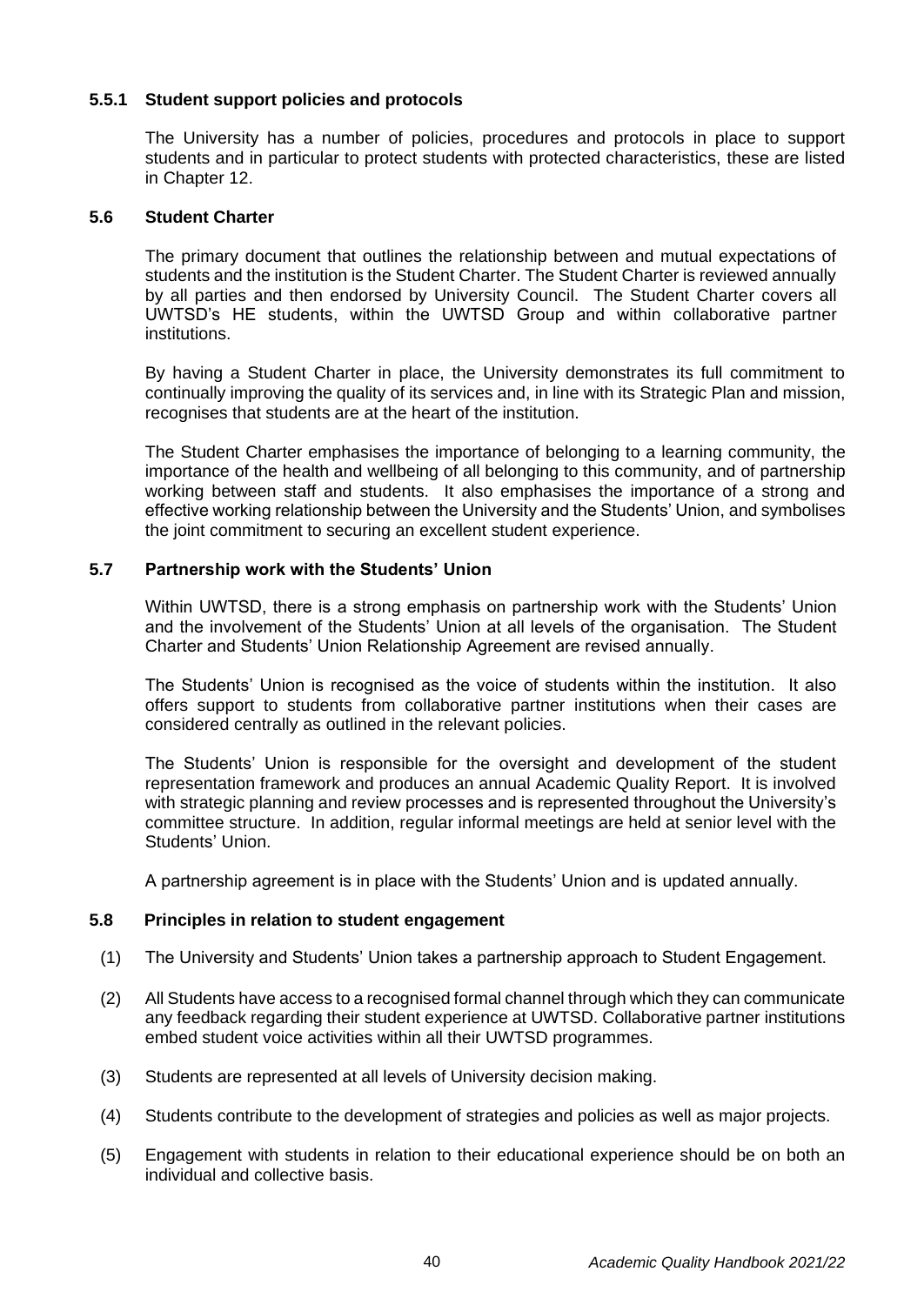### 5.5.1 Student support policies and protocols

The University has a number of policies, procedures and protocols in place to support students and in particular to protect students with protected characteristics, these are listed in Chapter 12.

### 5.6 Student Charter

The primary document that outlines the relationship between and mutual expectations of students and the institution is the Student Charter. The Student Charter is reviewed annually by all parties and then endorsed by University Council. The Student Charter covers all UWTSD's HE students, within the UWTSD Group and within collaborative partner institutions.

By having a Student Charter in place, the University demonstrates its full commitment to continually improving the quality of its services and, in line with its Strategic Plan and mission, recognises that students are at the heart of the institution.

The Student Charter emphasises the importance of belonging to a learning community, the importance of the health and wellbeing of all belonging to this community, and of partnership working between staff and students. It also emphasises the importance of a strong and effective working relationship between the University and the Students' Union, and symbolises the joint commitment to securing an excellent student experience.

### 5.7 Partnership work with the Students' Union

Within UWTSD, there is a strong emphasis on partnership work with the Students' Union and the involvement of the Students' Union at all levels of the organisation. The Student Charter and Students' Union Relationship Agreement are revised annually.

The Students' Union is recognised as the voice of students within the institution. It also offers support to students from collaborative partner institutions when their cases are considered centrally as outlined in the relevant policies.

The Students' Union is responsible for the oversight and development of the student representation framework and produces an annual Academic Quality Report. It is involved with strategic planning and review processes and is represented throughout the University's committee structure. In addition, regular informal meetings are held at senior level with the Students' Union.

A partnership agreement is in place with the Students' Union and is updated annually.

### 5.8 Principles in relation to student engagement

(1) The University and Students' Union takes a partnership approach to Student Engagement.

(2) All Students have access to a recognised formal channel through which they can communicate any feedback regarding their student experience at UWTSD. Collaborative partner institutions embed student voice activities within all their UWTSD programmes.

(3) Students are represented at all levels of University decision making.

(4) Students contribute to the development of strategies and policies as well as major projects.

(5) Engagement with students in relation to their educational experience should be on both an individual and collective basis.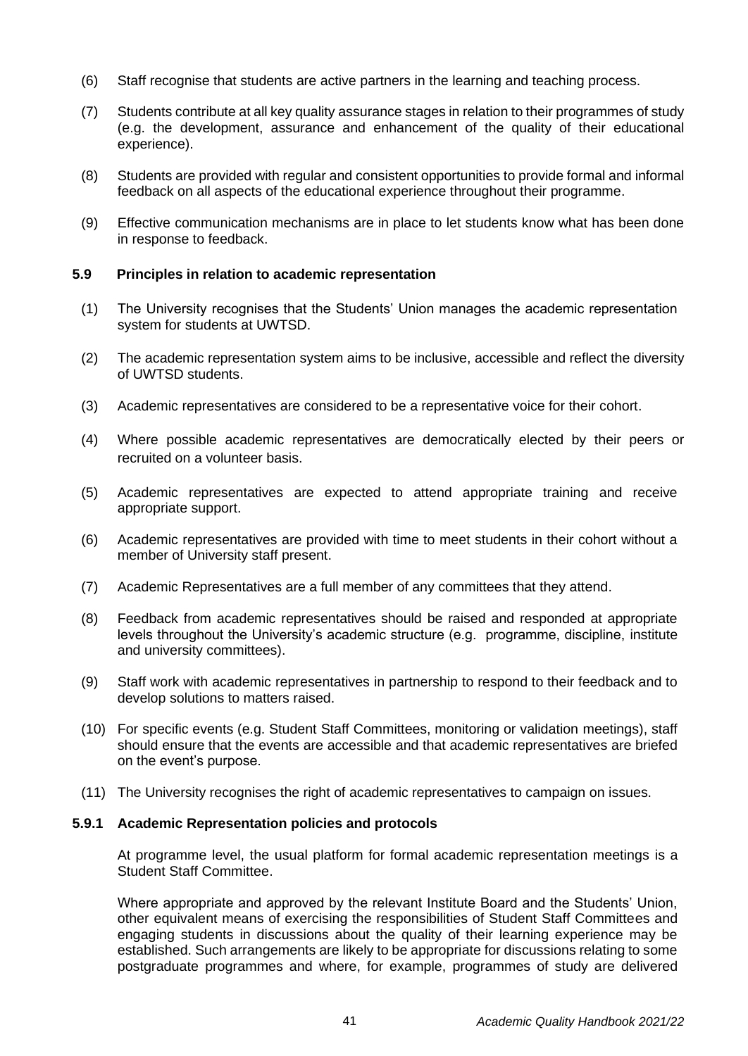(6) Staff recognise that students are active partners in the learning and teaching process.

(7) Students contribute at all key quality assurance stages in relation to their programmes of study (e.g. the development, assurance and enhancement of the quality of their educational experience).

(8) Students are provided with regular and consistent opportunities to provide formal and informal feedback on all aspects of the educational experience throughout their programme.

(9) Effective communication mechanisms are in place to let students know what has been done in response to feedback.

### 5.9 Principles in relation to academic representation

(1) The University recognises that the Students' Union manages the academic representation system for students at UWTSD.

(2) The academic representation system aims to be inclusive, accessible and reflect the diversity of UWTSD students.

(3) Academic representatives are considered to be a representative voice for their cohort.

(4) Where possible academic representatives are democratically elected by their peers or recruited on a volunteer basis.

(5) Academic representatives are expected to attend appropriate training and receive appropriate support.

(6) Academic representatives are provided with time to meet students in their cohort without a member of University staff present.

(7) Academic Representatives are a full member of any committees that they attend.

(8) Feedback from academic representatives should be raised and responded at appropriate levels throughout the University's academic structure (e.g. programme, discipline, institute and university committees).

(9) Staff work with academic representatives in partnership to respond to their feedback and to develop solutions to matters raised.

(10) For specific events (e.g. Student Staff Committees, monitoring or validation meetings), staff should ensure that the events are accessible and that academic representatives are briefed on the event's purpose.

(11) The University recognises the right of academic representatives to campaign on issues.

#### 5.9.1 Academic Representation policies and protocols

At programme level, the usual platform for formal academic representation meetings is a Student Staff Committee.

Where appropriate and approved by the relevant Institute Board and the Students' Union, other equivalent means of exercising the responsibilities of Student Staff Committees and engaging students in discussions about the quality of their learning experience may be established. Such arrangements are likely to be appropriate for discussions relating to some postgraduate programmes and where, for example, programmes of study are delivered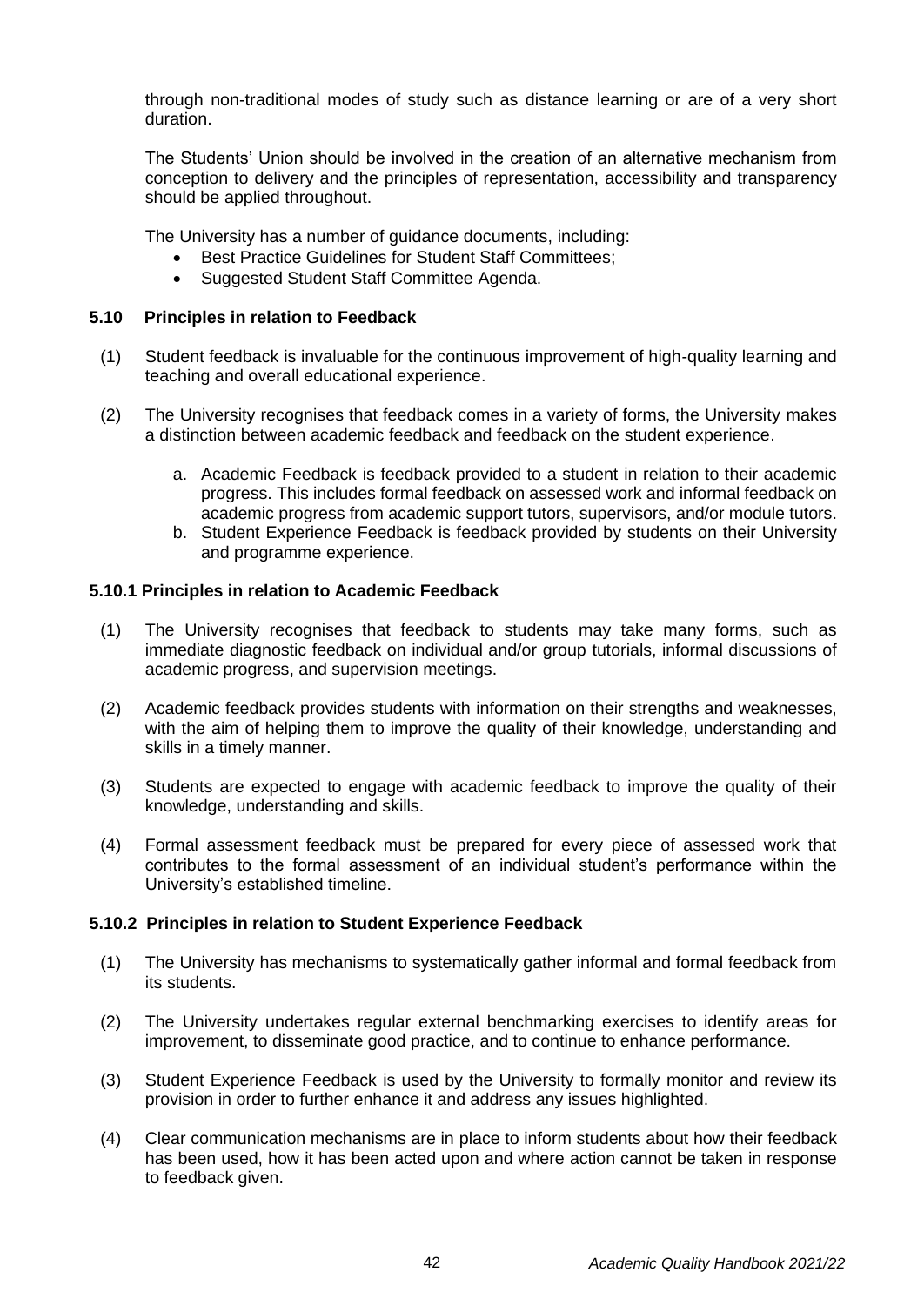through non-traditional modes of study such as distance learning or are of a very short duration.

The Students' Union should be involved in the creation of an alternative mechanism from conception to delivery and the principles of representation, accessibility and transparency should be applied throughout.

The University has a number of guidance documents, including:

- Best Practice Guidelines for Student Staff Committees;
- Suggested Student Staff Committee Agenda.

### 5.10 Principles in relation to Feedback

(1) Student feedback is invaluable for the continuous improvement of high-quality learning and teaching and overall educational experience.

(2) The University recognises that feedback comes in a variety of forms, the University makes a distinction between academic feedback and feedback on the student experience.

a. Academic Feedback is feedback provided to a student in relation to their academic progress. This includes formal feedback on assessed work and informal feedback on academic progress from academic support tutors, supervisors, and/or module tutors.

b. Student Experience Feedback is feedback provided by students on their University and programme experience.

#### 5.10.1 Principles in relation to Academic Feedback

(1) The University recognises that feedback to students may take many forms, such as immediate diagnostic feedback on individual and/or group tutorials, informal discussions of academic progress, and supervision meetings.

(2) Academic feedback provides students with information on their strengths and weaknesses, with the aim of helping them to improve the quality of their knowledge, understanding and skills in a timely manner.

(3) Students are expected to engage with academic feedback to improve the quality of their knowledge, understanding and skills.

(4) Formal assessment feedback must be prepared for every piece of assessed work that contributes to the formal assessment of an individual student's performance within the University's established timeline.

#### 5.10.2 Principles in relation to Student Experience Feedback

(1) The University has mechanisms to systematically gather informal and formal feedback from its students.

(2) The University undertakes regular external benchmarking exercises to identify areas for improvement, to disseminate good practice, and to continue to enhance performance.

(3) Student Experience Feedback is used by the University to formally monitor and review its provision in order to further enhance it and address any issues highlighted.

(4) Clear communication mechanisms are in place to inform students about how their feedback has been used, how it has been acted upon and where action cannot be taken in response to feedback given.